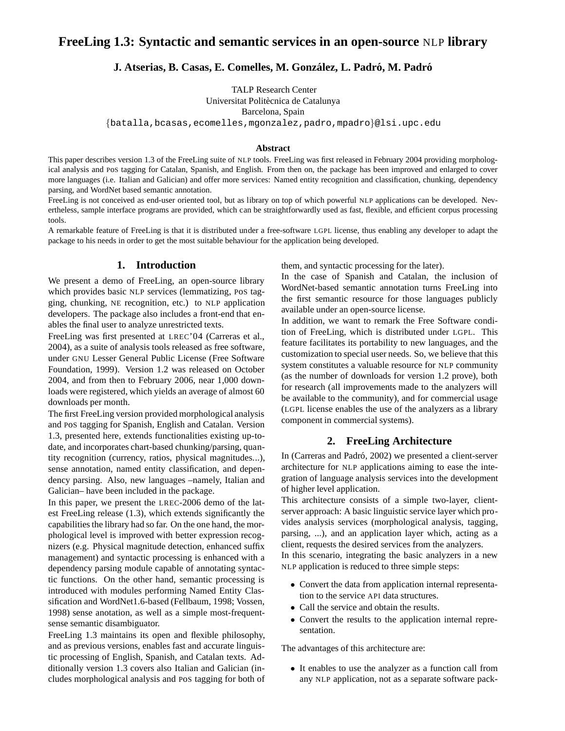# FreeLing 1.3: Syntactic and semantic services in an open-source NLP library

**J. Atserias, B. Casas, E. Comelles, M. González, L. Padró, M. Padró**

TALP Research Center
Universitat Politècnica de Catalunya
Barcelona, Spain
{batalla,bcasas,ecomelles,mgonzalez,padro,mpadro}@lsi.upc.edu

### Abstract

This paper describes version 1.3 of the FreeLing suite of NLP tools. FreeLing was first released in February 2004 providing morphological analysis and PoS tagging for Catalan, Spanish, and English. From then on, the package has been improved and enlarged to cover more languages (i.e. Italian and Galician) and offer more services: Named entity recognition and classification, chunking, dependency parsing, and WordNet based semantic annotation.

FreeLing is not conceived as end-user oriented tool, but as library on top of which powerful NLP applications can be developed. Nevertheless, sample interface programs are provided, which can be straightforwardly used as fast, flexible, and efficient corpus processing tools.

A remarkable feature of FreeLing is that it is distributed under a free-software LGPL license, thus enabling any developer to adapt the package to his needs in order to get the most suitable behaviour for the application being developed.

## 1. Introduction

We present a demo of FreeLing, an open-source library which provides basic NLP services (lemmatizing, PoS tagging, chunking, NE recognition, etc.) to NLP application developers. The package also includes a front-end that enables the final user to analyze unrestricted texts.

FreeLing was first presented at LREC'04 (Carreras et al., 2004), as a suite of analysis tools released as free software, under GNU Lesser General Public License (Free Software Foundation, 1999). Version 1.2 was released on October 2004, and from then to February 2006, near 1,000 downloads were registered, which yields an average of almost 60 downloads per month.

The first FreeLing version provided morphological analysis and PoS tagging for Spanish, English and Catalan. Version 1.3, presented here, extends functionalities existing up-to-date, and incorporates chart-based chunking/parsing, quantity recognition (currency, ratios, physical magnitudes...), sense annotation, named entity classification, and dependency parsing. Also, new languages –namely, Italian and Galician– have been included in the package.

In this paper, we present the LREC-2006 demo of the latest FreeLing release (1.3), which extends significantly the capabilities the library had so far. On the one hand, the morphological level is improved with better expression recognizers (e.g. Physical magnitude detection, enhanced suffix management) and syntactic processing is enhanced with a dependency parsing module capable of annotating syntactic functions. On the other hand, semantic processing is introduced with modules performing Named Entity Classification and WordNet1.6-based (Fellbaum, 1998; Vossen, 1998) sense anotation, as well as a simple most-frequent-sense semantic disambiguator.

FreeLing 1.3 maintains its open and flexible philosophy, and as previous versions, enables fast and accurate linguistic processing of English, Spanish, and Catalan texts. Additionally version 1.3 covers also Italian and Galician (includes morphological analysis and PoS tagging for both of them, and syntactic processing for the later).

In the case of Spanish and Catalan, the inclusion of WordNet-based semantic annotation turns FreeLing into the first semantic resource for those languages publicly available under an open-source license.

In addition, we want to remark the Free Software condition of FreeLing, which is distributed under LGPL. This feature facilitates its portability to new languages, and the customization to special user needs. So, we believe that this system constitutes a valuable resource for NLP community (as the number of downloads for version 1.2 prove), both for research (all improvements made to the analyzers will be available to the community), and for commercial usage (LGPL license enables the use of the analyzers as a library component in commercial systems).

## 2. FreeLing Architecture

In (Carreras and Padró, 2002) we presented a client-server architecture for NLP applications aiming to ease the integration of language analysis services into the development of higher level application.

This architecture consists of a simple two-layer, client-server approach: A basic linguistic service layer which provides analysis services (morphological analysis, tagging, parsing, ...), and an application layer which, acting as a client, requests the desired services from the analyzers.

In this scenario, integrating the basic analyzers in a new NLP application is reduced to three simple steps:

- Convert the data from application internal representation to the service API data structures.
- Call the service and obtain the results.
- Convert the results to the application internal representation.

The advantages of this architecture are:

- It enables to use the analyzer as a function call from any NLP application, not as a separate software pack-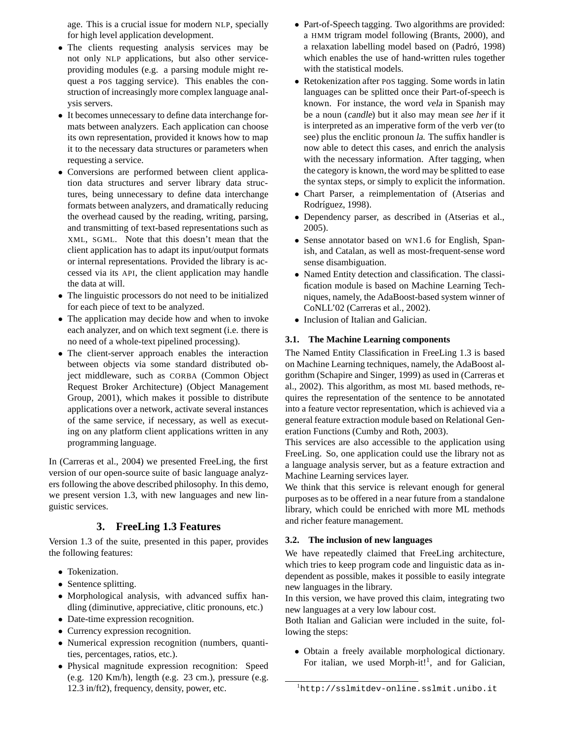age. This is a crucial issue for modern NLP, specially for high level application development.

- The clients requesting analysis services may be not only NLP applications, but also other service-providing modules (e.g. a parsing module might request a POS tagging service). This enables the construction of increasingly more complex language analysis servers.
- It becomes unnecessary to define data interchange formats between analyzers. Each application can choose its own representation, provided it knows how to map it to the necessary data structures or parameters when requesting a service.
- Conversions are performed between client application data structures and server library data structures, being unnecessary to define data interchange formats between analyzers, and dramatically reducing the overhead caused by the reading, writing, parsing, and transmitting of text-based representations such as XML, SGML. Note that this doesn't mean that the client application has to adapt its input/output formats or internal representations. Provided the library is accessed via its API, the client application may handle the data at will.
- The linguistic processors do not need to be initialized for each piece of text to be analyzed.
- The application may decide how and when to invoke each analyzer, and on which text segment (i.e. there is no need of a whole-text pipelined processing).
- The client-server approach enables the interaction between objects via some standard distributed object middleware, such as CORBA (Common Object Request Broker Architecture) (Object Management Group, 2001), which makes it possible to distribute applications over a network, activate several instances of the same service, if necessary, as well as executing on any platform client applications written in any programming language.

In (Carreras et al., 2004) we presented FreeLing, the first version of our open-source suite of basic language analyzers following the above described philosophy. In this demo, we present version 1.3, with new languages and new linguistic services.

## 3. FreeLing 1.3 Features

Version 1.3 of the suite, presented in this paper, provides the following features:

- Tokenization.
- Sentence splitting.
- Morphological analysis, with advanced suffix handling (diminutive, appreciative, clitic pronouns, etc.)
- Date-time expression recognition.
- Currency expression recognition.
- Numerical expression recognition (numbers, quantities, percentages, ratios, etc.).
- Physical magnitude expression recognition: Speed (e.g. 120 Km/h), length (e.g. 23 cm.), pressure (e.g. 12.3 in/ft2), frequency, density, power, etc.
- Part-of-Speech tagging. Two algorithms are provided: a HMM trigram model following (Brants, 2000), and a relaxation labelling model based on (Padró, 1998) which enables the use of hand-written rules together with the statistical models.
- Retokenization after POS tagging. Some words in latin languages can be splitted once their Part-of-speech is known. For instance, the word *vela* in Spanish may be a noun (*candle*) but it also may mean *see her* if it is interpreted as an imperative form of the verb *ver* (to see) plus the enclitic pronoun *la*. The suffix handler is now able to detect this cases, and enrich the analysis with the necessary information. After tagging, when the category is known, the word may be splitted to ease the syntax steps, or simply to explicit the information.
- Chart Parser, a reimplementation of (Atserias and Rodríguez, 1998).
- Dependency parser, as described in (Atserias et al., 2005).
- Sense annotator based on WN1.6 for English, Spanish, and Catalan, as well as most-frequent-sense word sense disambiguation.
- Named Entity detection and classification. The classification module is based on Machine Learning Techniques, namely, the AdaBoost-based system winner of CoNLL'02 (Carreras et al., 2002).
- Inclusion of Italian and Galician.

### 3.1. The Machine Learning components

The Named Entity Classification in FreeLing 1.3 is based on Machine Learning techniques, namely, the AdaBoost algorithm (Schapire and Singer, 1999) as used in (Carreras et al., 2002). This algorithm, as most ML based methods, requires the representation of the sentence to be annotated into a feature vector representation, which is achieved via a general feature extraction module based on Relational Generation Functions (Cumby and Roth, 2003).

This services are also accessible to the application using FreeLing. So, one application could use the library not as a language analysis server, but as a feature extraction and Machine Learning services layer.

We think that this service is relevant enough for general purposes as to be offered in a near future from a standalone library, which could be enriched with more ML methods and richer feature management.

### 3.2. The inclusion of new languages

We have repeatedly claimed that FreeLing architecture, which tries to keep program code and linguistic data as independent as possible, makes it possible to easily integrate new languages in the library.

In this version, we have proved this claim, integrating two new languages at a very low labour cost.

Both Italian and Galician were included in the suite, following the steps:

- Obtain a freely available morphological dictionary. For italian, we used Morph-it![1], and for Galician,

[1] http://sslmitdev-online.sslmit.unibo.it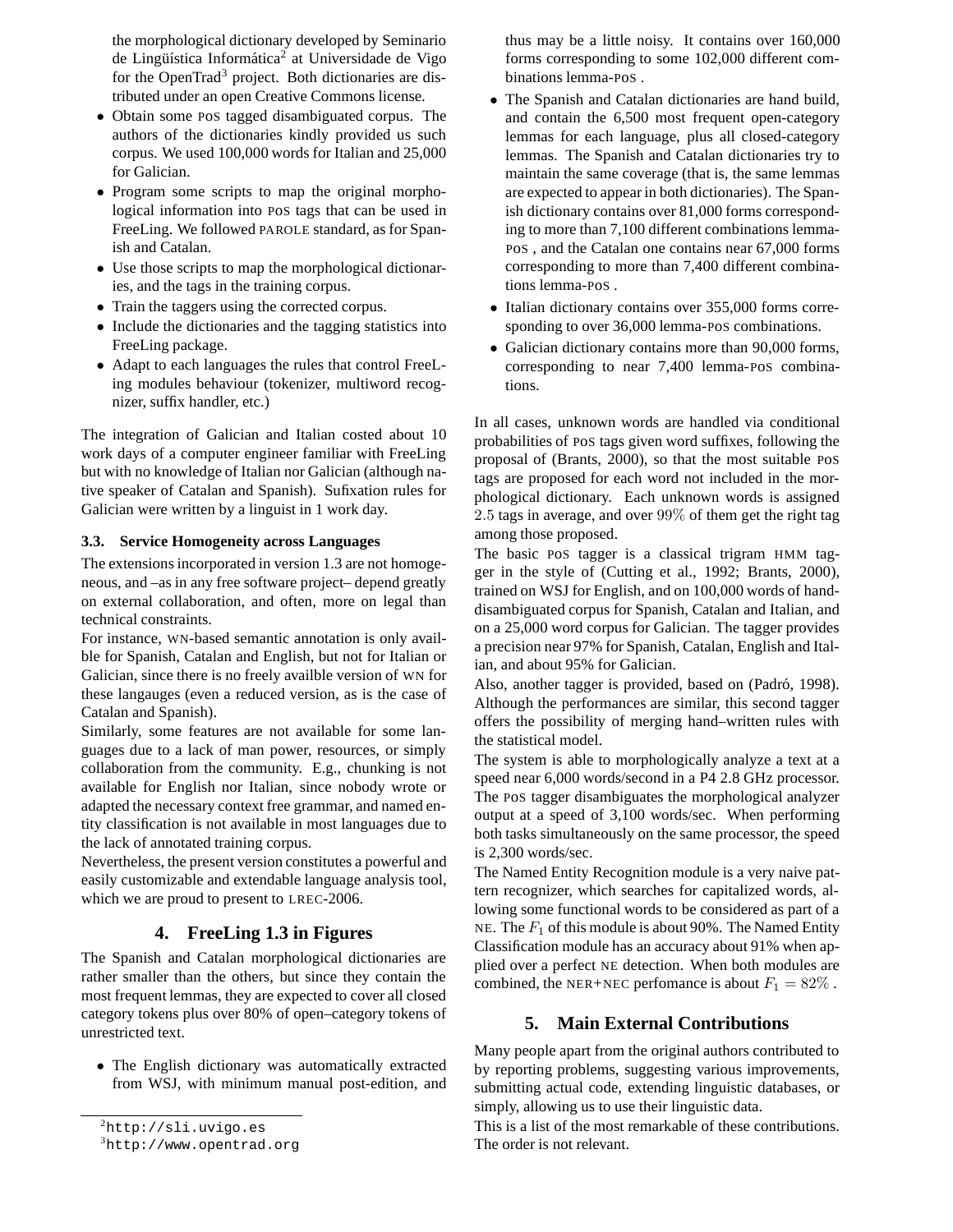the morphological dictionary developed by Seminario de Lingüística Informática[2] at Universidade de Vigo for the OpenTrad[3] project. Both dictionaries are distributed under an open Creative Commons license.

- Obtain some POS tagged disambiguated corpus. The authors of the dictionaries kindly provided us such corpus. We used 100,000 words for Italian and 25,000 for Galician.
- Program some scripts to map the original morphological information into POS tags that can be used in FreeLing. We followed PAROLE standard, as for Spanish and Catalan.
- Use those scripts to map the morphological dictionaries, and the tags in the training corpus.
- Train the taggers using the corrected corpus.
- Include the dictionaries and the tagging statistics into FreeLing package.
- Adapt to each languages the rules that control FreeLing modules behaviour (tokenizer, multiword recognizer, suffix handler, etc.)

The integration of Galician and Italian costed about 10 work days of a computer engineer familiar with FreeLing but with no knowledge of Italian nor Galician (although native speaker of Catalan and Spanish). Sufixation rules for Galician were written by a linguist in 1 work day.

### 3.3. Service Homogeneity across Languages

The extensions incorporated in version 1.3 are not homogeneous, and –as in any free software project– depend greatly on external collaboration, and often, more on legal than technical constraints.

For instance, WN-based semantic annotation is only available for Spanish, Catalan and English, but not for Italian or Galician, since there is no freely availble version of WN for these langauges (even a reduced version, as is the case of Catalan and Spanish).

Similarly, some features are not available for some languages due to a lack of man power, resources, or simply collaboration from the community. E.g., chunking is not available for English nor Italian, since nobody wrote or adapted the necessary context free grammar, and named entity classification is not available in most languages due to the lack of annotated training corpus.

Nevertheless, the present version constitutes a powerful and easily customizable and extendable language analysis tool, which we are proud to present to LREC-2006.

## 4. FreeLing 1.3 in Figures

The Spanish and Catalan morphological dictionaries are rather smaller than the others, but since they contain the most frequent lemmas, they are expected to cover all closed category tokens plus over 80% of open–category tokens of unrestricted text.

- The English dictionary was automatically extracted from WSJ, with minimum manual post-edition, and thus may be a little noisy. It contains over 160,000 forms corresponding to some 102,000 different combinations lemma-POS .
- The Spanish and Catalan dictionaries are hand build, and contain the 6,500 most frequent open-category lemmas for each language, plus all closed-category lemmas. The Spanish and Catalan dictionaries try to maintain the same coverage (that is, the same lemmas are expected to appear in both dictionaries). The Spanish dictionary contains over 81,000 forms corresponding to more than 7,100 different combinations lemma-POS , and the Catalan one contains near 67,000 forms corresponding to more than 7,400 different combinations lemma-POS .
- Italian dictionary contains over 355,000 forms corresponding to over 36,000 lemma-POS combinations.
- Galician dictionary contains more than 90,000 forms, corresponding to near 7,400 lemma-POS combinations.

In all cases, unknown words are handled via conditional probabilities of POS tags given word suffixes, following the proposal of (Brants, 2000), so that the most suitable POS tags are proposed for each word not included in the morphological dictionary. Each unknown words is assigned $2.5$ tags in average, and over $99\%$ of them get the right tag among those proposed.

The basic POS tagger is a classical trigram HMM tagger in the style of (Cutting et al., 1992; Brants, 2000), trained on WSJ for English, and on 100,000 words of hand-disambiguated corpus for Spanish, Catalan and Italian, and on a 25,000 word corpus for Galician. The tagger provides a precision near 97% for Spanish, Catalan, English and Italian, and about 95% for Galician.

Also, another tagger is provided, based on (Padró, 1998). Although the performances are similar, this second tagger offers the possibility of merging hand–written rules with the statistical model.

The system is able to morphologically analyze a text at a speed near 6,000 words/second in a P4 2.8 GHz processor. The POS tagger disambiguates the morphological analyzer output at a speed of 3,100 words/sec. When performing both tasks simultaneously on the same processor, the speed is 2,300 words/sec.

The Named Entity Recognition module is a very naive pattern recognizer, which searches for capitalized words, allowing some functional words to be considered as part of a NE. The $F_1$ of this module is about 90%. The Named Entity Classification module has an accuracy about 91% when applied over a perfect NE detection. When both modules are combined, the NER+NEC perfomance is about $F_1 = 82\%$ .

## 5. Main External Contributions

Many people apart from the original authors contributed to by reporting problems, suggesting various improvements, submitting actual code, extending linguistic databases, or simply, allowing us to use their linguistic data.

This is a list of the most remarkable of these contributions. The order is not relevant.

[2] http://sli.uvigo.es

[3] http://www.opentrad.org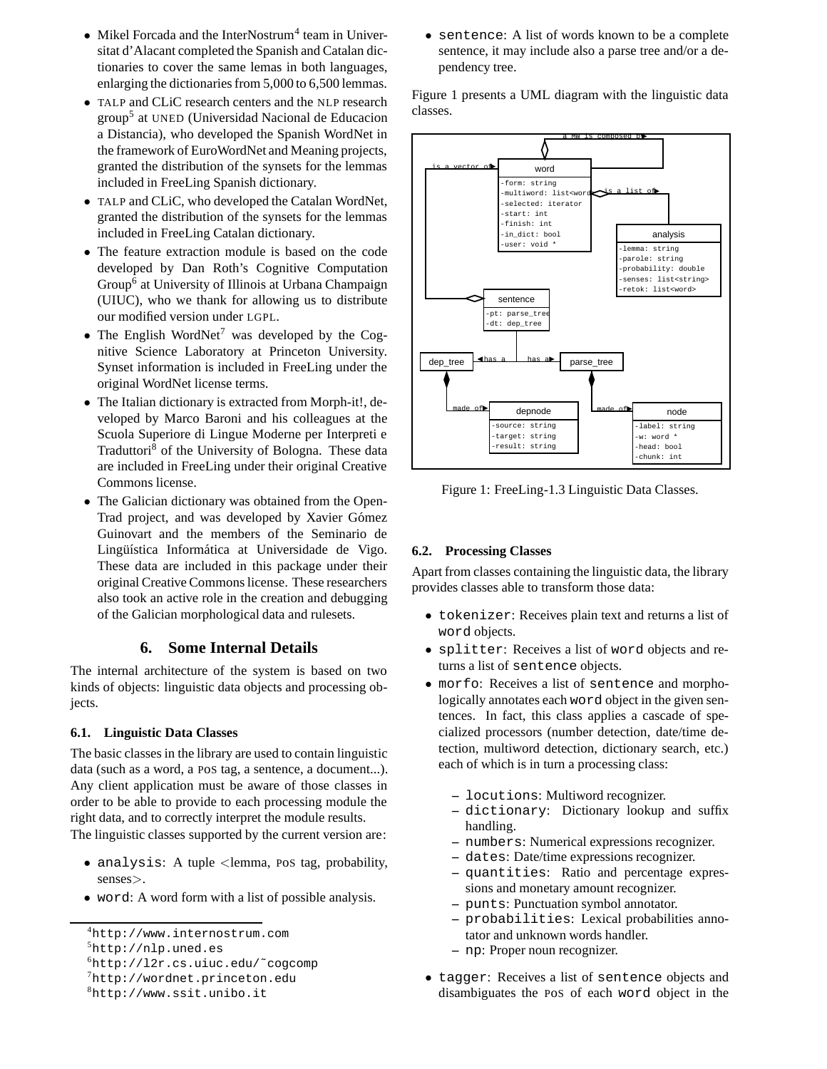- Mikel Forcada and the InterNostrum[4] team in Universitat d'Alacant completed the Spanish and Catalan dictionaries to cover the same lemas in both languages, enlarging the dictionaries from 5,000 to 6,500 lemmas.
- TALP and CLiC research centers and the NLP research group[5] at UNED (Universidad Nacional de Educacion a Distancia), who developed the Spanish WordNet in the framework of EuroWordNet and Meaning projects, granted the distribution of the synsets for the lemmas included in FreeLing Spanish dictionary.
- TALP and CLiC, who developed the Catalan WordNet, granted the distribution of the synsets for the lemmas included in FreeLing Catalan dictionary.
- The feature extraction module is based on the code developed by Dan Roth's Cognitive Computation Group[6] at University of Illinois at Urbana Champaign (UIUC), who we thank for allowing us to distribute our modified version under LGPL.
- The English WordNet[7] was developed by the Cognitive Science Laboratory at Princeton University. Synset information is included in FreeLing under the original WordNet license terms.
- The Italian dictionary is extracted from Morph-it!, developed by Marco Baroni and his colleagues at the Scuola Superiore di Lingue Moderne per Interpreti e Traduttori[8] of the University of Bologna. These data are included in FreeLing under their original Creative Commons license.
- The Galician dictionary was obtained from the OpenTrad project, and was developed by Xavier Gómez Guinovart and the members of the Seminario de Lingüística Informática at Universidade de Vigo. These data are included in this package under their original Creative Commons license. These researchers also took an active role in the creation and debugging of the Galician morphological data and rulesets.

# 6. Some Internal Details

The internal architecture of the system is based on two kinds of objects: linguistic data objects and processing objects.

## 6.1. Linguistic Data Classes

The basic classes in the library are used to contain linguistic data (such as a word, a POS tag, a sentence, a document...). Any client application must be aware of those classes in order to be able to provide to each processing module the right data, and to correctly interpret the module results.

The linguistic classes supported by the current version are:

- `analysis`: A tuple <lemma, POS tag, probability, senses>.
- `word`: A word form with a list of possible analysis.
- `sentence`: A list of words known to be a complete sentence, it may include also a parse tree and/or a dependency tree.

Figure 1 presents a UML diagram with the linguistic data classes.

Figure 1: FreeLing-1.3 Linguistic Data Classes.

## 6.2. Processing Classes

Apart from classes containing the linguistic data, the library provides classes able to transform those data:

- `tokenizer`: Receives plain text and returns a list of `word` objects.
- `splitter`: Receives a list of `word` objects and returns a list of `sentence` objects.
- `morfo`: Receives a list of `sentence` and morphologically annotates each `word` object in the given sentences. In fact, this class applies a cascade of specialized processors (number detection, date/time detection, multiword detection, dictionary search, etc.) each of which is in turn a processing class:
  - `locutions`: Multiword recognizer.
  - `dictionary`: Dictionary lookup and suffix handling.
  - `numbers`: Numerical expressions recognizer.
  - `dates`: Date/time expressions recognizer.
  - `quantities`: Ratio and percentage expressions and monetary amount recognizer.
  - `punts`: Punctuation symbol annotator.
  - `probabilities`: Lexical probabilities annotator and unknown words handler.
  - `np`: Proper noun recognizer.
- `tagger`: Receives a list of `sentence` objects and disambiguates the POS of each `word` object in the

[4] http://www.internostrum.com
[5] http://nlp.uned.es
[6] http://l2r.cs.uiuc.edu/~cogcomp
[7] http://wordnet.princeton.edu
[8] http://www.ssit.unibo.it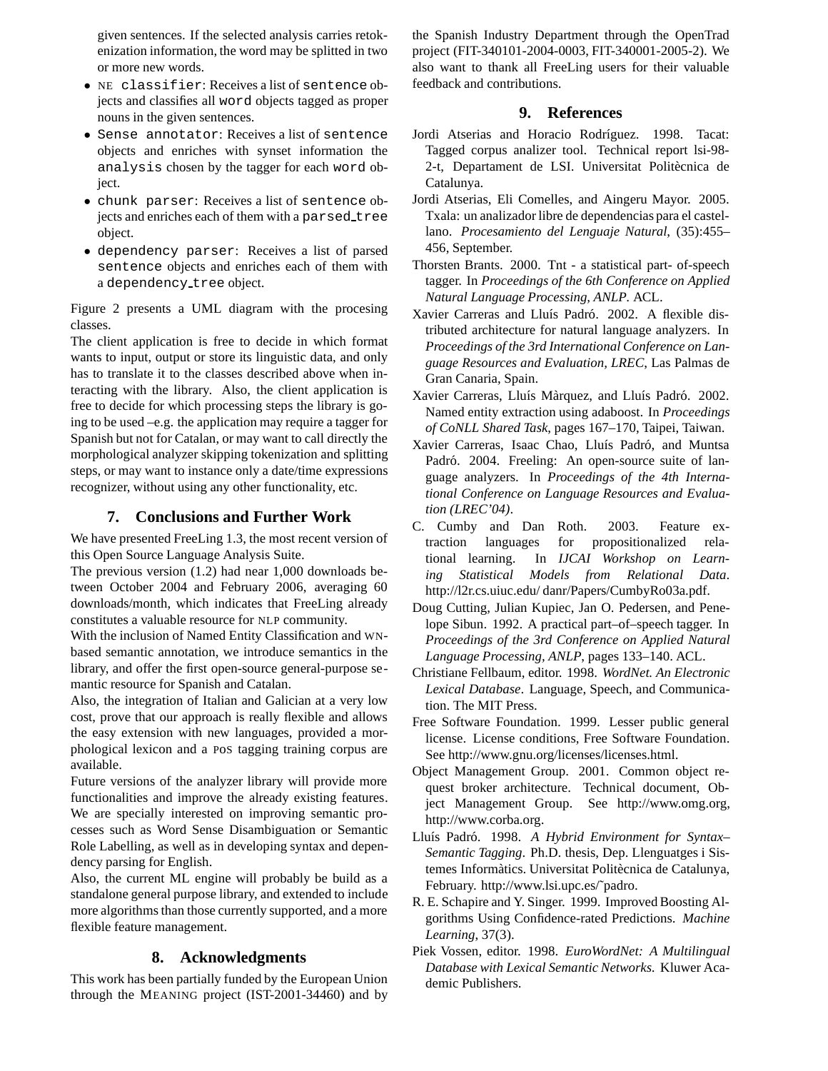given sentences. If the selected analysis carries retokenization information, the word may be splitted in two or more new words.

- NE `classifier`: Receives a list of `sentence` objects and classifies all `word` objects tagged as proper nouns in the given sentences.
- `Sense annotator`: Receives a list of `sentence` objects and enriches with synset information the `analysis` chosen by the tagger for each `word` object.
- `chunk parser`: Receives a list of `sentence` objects and enriches each of them with a `parsed_tree` object.
- `dependency parser`: Receives a list of parsed `sentence` objects and enriches each of them with a `dependency_tree` object.

Figure 2 presents a UML diagram with the procesing classes.

The client application is free to decide in which format wants to input, output or store its linguistic data, and only has to translate it to the classes described above when interacting with the library. Also, the client application is free to decide for which processing steps the library is going to be used –e.g. the application may require a tagger for Spanish but not for Catalan, or may want to call directly the morphological analyzer skipping tokenization and splitting steps, or may want to instance only a date/time expressions recognizer, without using any other functionality, etc.

## 7. Conclusions and Further Work

We have presented FreeLing 1.3, the most recent version of this Open Source Language Analysis Suite.

The previous version (1.2) had near 1,000 downloads between October 2004 and February 2006, averaging 60 downloads/month, which indicates that FreeLing already constitutes a valuable resource for NLP community.

With the inclusion of Named Entity Classification and WN-based semantic annotation, we introduce semantics in the library, and offer the first open-source general-purpose semantic resource for Spanish and Catalan.

Also, the integration of Italian and Galician at a very low cost, prove that our approach is really flexible and allows the easy extension with new languages, provided a morphological lexicon and a POS tagging training corpus are available.

Future versions of the analyzer library will provide more functionalities and improve the already existing features. We are specially interested on improving semantic processes such as Word Sense Disambiguation or Semantic Role Labelling, as well as in developing syntax and dependency parsing for English.

Also, the current ML engine will probably be build as a standalone general purpose library, and extended to include more algorithms than those currently supported, and a more flexible feature management.

## 8. Acknowledgments

This work has been partially funded by the European Union through the MEANING project (IST-2001-34460) and by the Spanish Industry Department through the OpenTrad project (FIT-340101-2004-0003, FIT-340001-2005-2). We also want to thank all FreeLing users for their valuable feedback and contributions.

## 9. References

Jordi Atserias and Horacio Rodríguez. 1998. Tacat: Tagged corpus analizer tool. Technical report lsi-98-2-t, Departament de LSI. Universitat Politècnica de Catalunya.

Jordi Atserias, Eli Comelles, and Aingeru Mayor. 2005. Txala: un analizador libre de dependencias para el castellano. *Procesamiento del Lenguaje Natural*, (35):455–456, September.

Thorsten Brants. 2000. Tnt - a statistical part- of-speech tagger. In *Proceedings of the 6th Conference on Applied Natural Language Processing, ANLP*. ACL.

Xavier Carreras and Lluís Padró. 2002. A flexible distributed architecture for natural language analyzers. In *Proceedings of the 3rd International Conference on Language Resources and Evaluation, LREC*, Las Palmas de Gran Canaria, Spain.

Xavier Carreras, Lluís Màrquez, and Lluís Padró. 2002. Named entity extraction using adaboost. In *Proceedings of CoNLL Shared Task*, pages 167–170, Taipei, Taiwan.

Xavier Carreras, Isaac Chao, Lluís Padró, and Muntsa Padró. 2004. Freeling: An open-source suite of language analyzers. In *Proceedings of the 4th International Conference on Language Resources and Evaluation (LREC'04)*.

C. Cumby and Dan Roth. 2003. Feature extraction languages for propositionalized relational learning. In *IJCAI Workshop on Learning Statistical Models from Relational Data*. http://l2r.cs.uiuc.edu/ danr/Papers/CumbyRo03a.pdf.

Doug Cutting, Julian Kupiec, Jan O. Pedersen, and Penelope Sibun. 1992. A practical part–of–speech tagger. In *Proceedings of the 3rd Conference on Applied Natural Language Processing, ANLP*, pages 133–140. ACL.

Christiane Fellbaum, editor. 1998. *WordNet. An Electronic Lexical Database*. Language, Speech, and Communication. The MIT Press.

Free Software Foundation. 1999. Lesser public general license. License conditions, Free Software Foundation. See http://www.gnu.org/licenses/licenses.html.

Object Management Group. 2001. Common object request broker architecture. Technical document, Object Management Group. See http://www.omg.org, http://www.corba.org.

Lluís Padró. 1998. *A Hybrid Environment for Syntax–Semantic Tagging*. Ph.D. thesis, Dep. Llenguatges i Sistemes Informàtics. Universitat Politècnica de Catalunya, February. http://www.lsi.upc.es/˜padro.

R. E. Schapire and Y. Singer. 1999. Improved Boosting Algorithms Using Confidence-rated Predictions. *Machine Learning*, 37(3).

Piek Vossen, editor. 1998. *EuroWordNet: A Multilingual Database with Lexical Semantic Networks*. Kluwer Academic Publishers.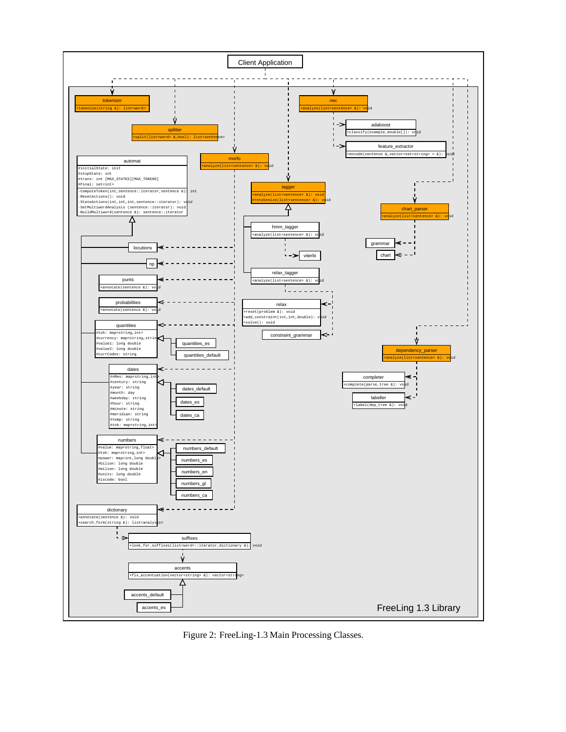Client Application

tokenizer
+tokenize(string &): list<word>

splitter
+split(list<word> &,bool): list<sentence>

morfo
+analyze(list<sentence> &): void

nec
+analyze(list<sentence> &): void

adaboost
+classify(example,double[]): void

feature_extractor
+encode(sentence &,vector<set<string> > &): void

automat
#initialState: int
#stopState: int
#trans: int [MAX_STATES][MAX_TOKENS]
#Final: set<int>
-ComputeToken(int,sentence::iterator,sentence &): int
-ResetActions(): void
-StateActions(int,int,int,sentence::iterator): void
-SetMultiwordAnalysis (sentence::iterator): void
-BuildMultiword(sentence &): sentence::iterator

tagger
+analyze(list<sentence> &): void
#retokenize(list<sentence> &): void

chart_parser
+analyze(list<sentence> &): void

hmm_tagger
+analyze(list<sentence> &): void

viterbi

grammar

chart

locutions

np

relax_tagger
+analyze(list<sentence> &): void

punts
+annotate(sentence &): void

probabilities
+annotate(sentence &): void

relax
+reset(problem &): void
+add_constraint(int,int,double): void
+solve(): void

constraint_grammar

quantities
#tok: map<string,int>
#currency: map<string,string>
#value1: long double
#value2: long double
#currCodes: string

quantities_es

quantities_default

dependency_parser
+analyze(list<sentence> &): void

completer
+complete(parse_tree &): void

labeller
+label(dep_tree &): void

dates
#nMes: map<string,int>
#century: string
#year: string
#month: day
#weekday: string
#hour: string
#minute: string
#meridian: string
#temp: string
#tok: map<string,int>

dates_default

dates_es

dates_ca

numbers
#value: map<string,float>
#tok: map<string,int>
#power: map<int,long double>
#bilion: long double
#milion: long double
#units: long double
#iscode: bool

numbers_default

numbers_es

numbers_en

numbers_gl

numbers_ca

dictionary
+annotate(sentence &): void
+search_form(string &): list<analysis>

suffixes
+look_for_suffixes(list<word>::iterator,dictionary &): void

accents
+fix_accentuation(vector<string> &): vector<string>

accents_default

accents_es

FreeLing 1.3 Library

Figure 2: FreeLing-1.3 Main Processing Classes.